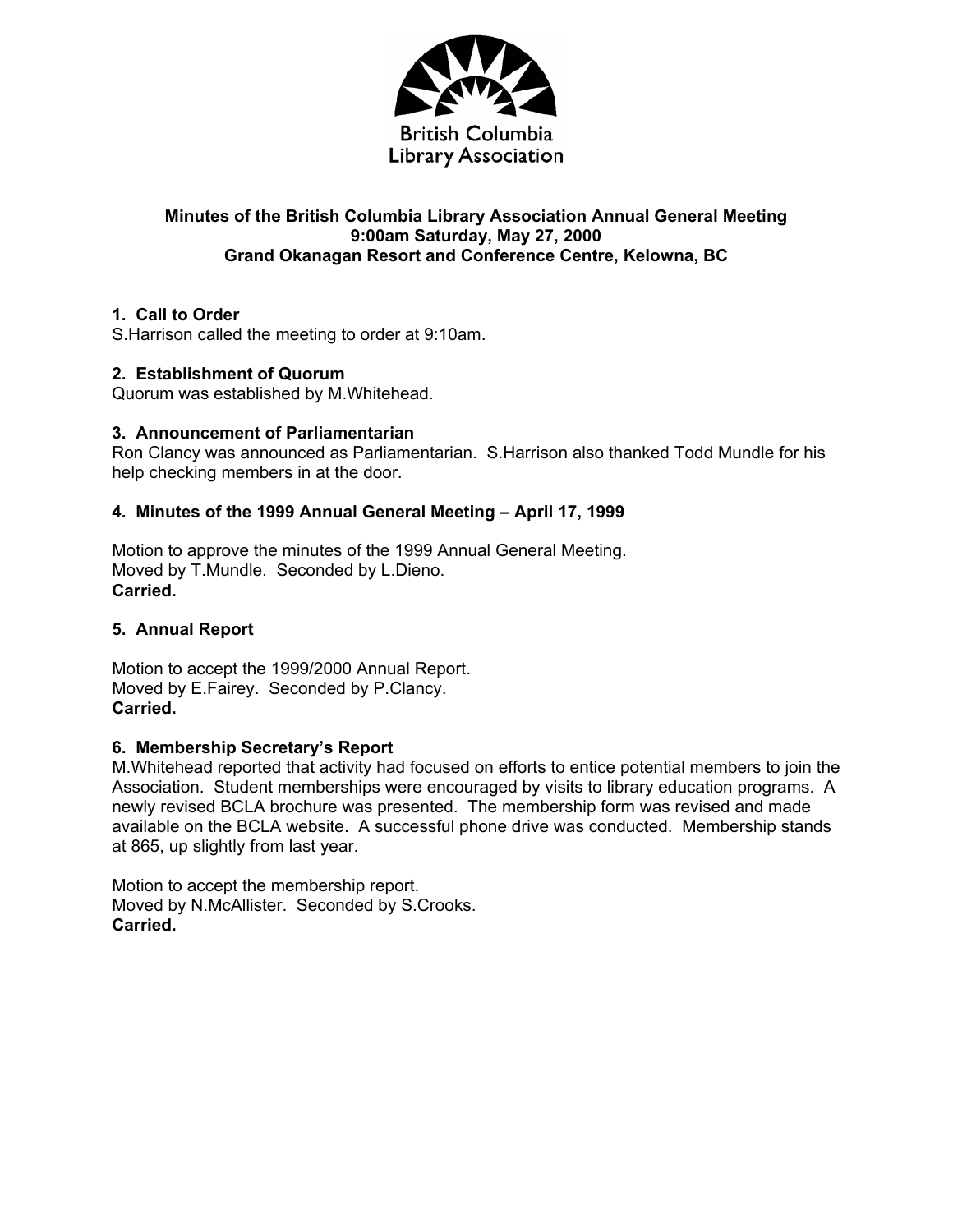British Columbia Library Association

**Minutes of the British Columbia Library Association Annual General Meeting**
**9:00am Saturday, May 27, 2000**
**Grand Okanagan Resort and Conference Centre, Kelowna, BC**

### 1. Call to Order

S.Harrison called the meeting to order at 9:10am.

### 2. Establishment of Quorum

Quorum was established by M.Whitehead.

### 3. Announcement of Parliamentarian

Ron Clancy was announced as Parliamentarian. S.Harrison also thanked Todd Mundle for his help checking members in at the door.

### 4. Minutes of the 1999 Annual General Meeting – April 17, 1999

Motion to approve the minutes of the 1999 Annual General Meeting.
Moved by T.Mundle. Seconded by L.Dieno.
**Carried.**

### 5. Annual Report

Motion to accept the 1999/2000 Annual Report.
Moved by E.Fairey. Seconded by P.Clancy.
**Carried.**

### 6. Membership Secretary's Report

M.Whitehead reported that activity had focused on efforts to entice potential members to join the Association. Student memberships were encouraged by visits to library education programs. A newly revised BCLA brochure was presented. The membership form was revised and made available on the BCLA website. A successful phone drive was conducted. Membership stands at 865, up slightly from last year.

Motion to accept the membership report.
Moved by N.McAllister. Seconded by S.Crooks.
**Carried.**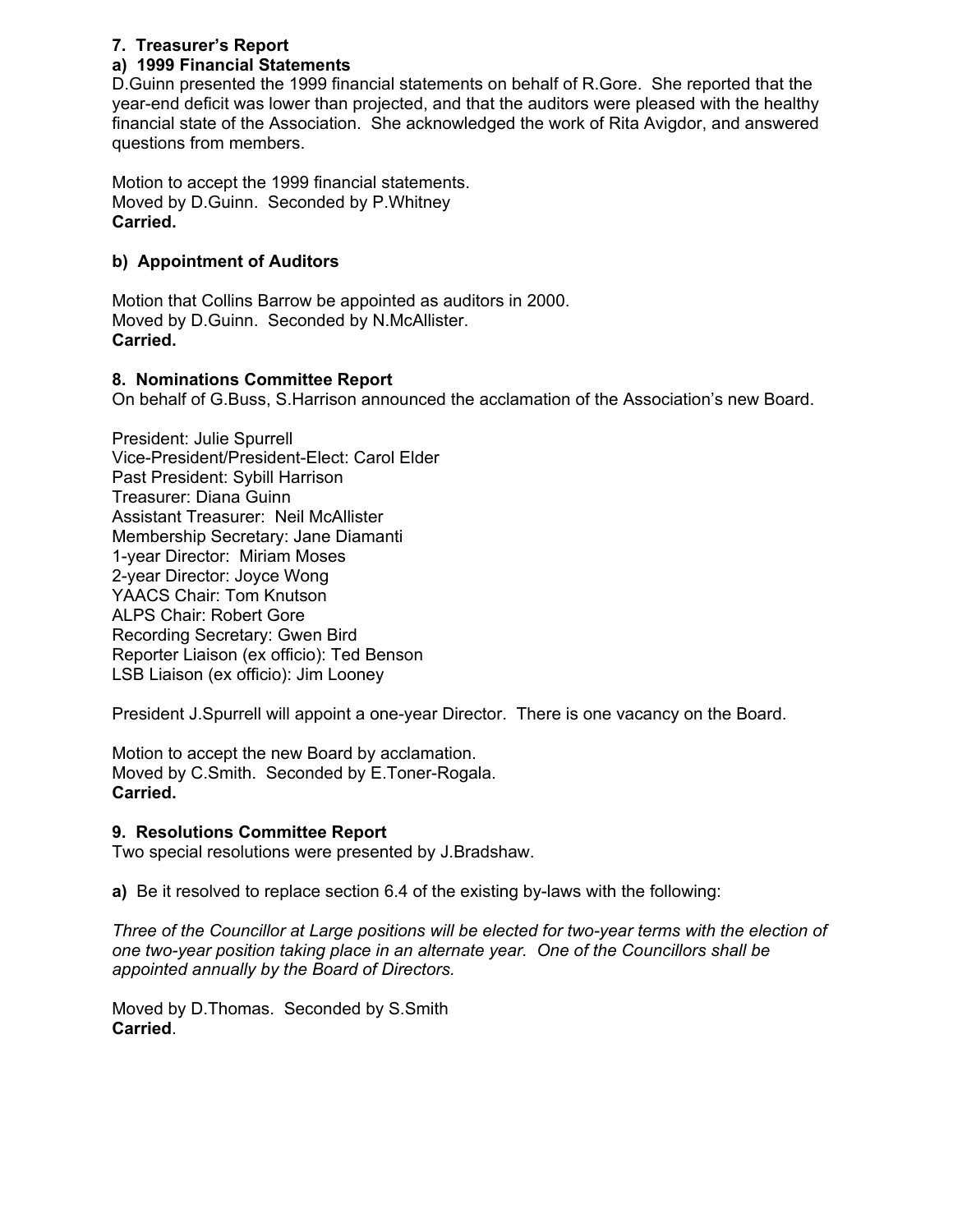### 7. Treasurer's Report

#### a) 1999 Financial Statements

D.Guinn presented the 1999 financial statements on behalf of R.Gore. She reported that the year-end deficit was lower than projected, and that the auditors were pleased with the healthy financial state of the Association. She acknowledged the work of Rita Avigdor, and answered questions from members.

Motion to accept the 1999 financial statements.
Moved by D.Guinn. Seconded by P.Whitney
**Carried.**

#### b) Appointment of Auditors

Motion that Collins Barrow be appointed as auditors in 2000.
Moved by D.Guinn. Seconded by N.McAllister.
**Carried.**

### 8. Nominations Committee Report

On behalf of G.Buss, S.Harrison announced the acclamation of the Association's new Board.

President: Julie Spurrell
Vice-President/President-Elect: Carol Elder
Past President: Sybill Harrison
Treasurer: Diana Guinn
Assistant Treasurer: Neil McAllister
Membership Secretary: Jane Diamanti
1-year Director: Miriam Moses
2-year Director: Joyce Wong
YAACS Chair: Tom Knutson
ALPS Chair: Robert Gore
Recording Secretary: Gwen Bird
Reporter Liaison (ex officio): Ted Benson
LSB Liaison (ex officio): Jim Looney

President J.Spurrell will appoint a one-year Director. There is one vacancy on the Board.

Motion to accept the new Board by acclamation.
Moved by C.Smith. Seconded by E.Toner-Rogala.
**Carried.**

### 9. Resolutions Committee Report

Two special resolutions were presented by J.Bradshaw.

**a)** Be it resolved to replace section 6.4 of the existing by-laws with the following:

*Three of the Councillor at Large positions will be elected for two-year terms with the election of one two-year position taking place in an alternate year. One of the Councillors shall be appointed annually by the Board of Directors.*

Moved by D.Thomas. Seconded by S.Smith
**Carried**.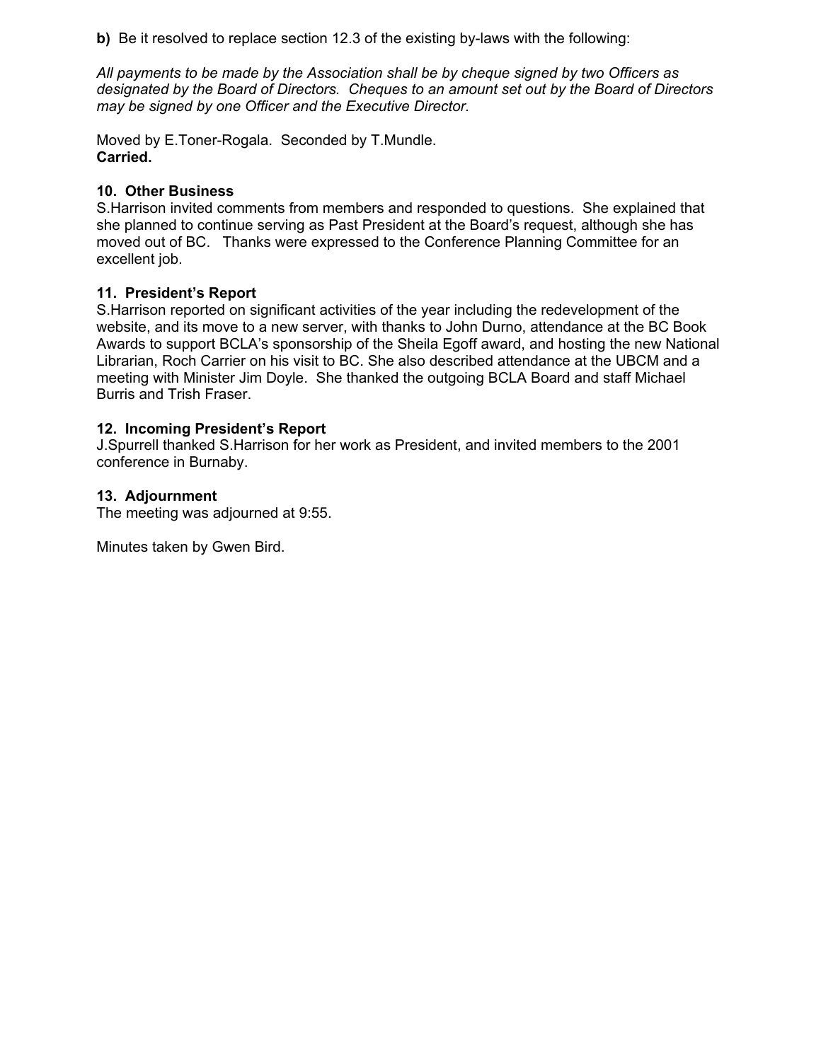**b)** Be it resolved to replace section 12.3 of the existing by-laws with the following:

*All payments to be made by the Association shall be by cheque signed by two Officers as designated by the Board of Directors. Cheques to an amount set out by the Board of Directors may be signed by one Officer and the Executive Director.*

Moved by E.Toner-Rogala. Seconded by T.Mundle.
**Carried.**

**10. Other Business**
S.Harrison invited comments from members and responded to questions. She explained that she planned to continue serving as Past President at the Board's request, although she has moved out of BC. Thanks were expressed to the Conference Planning Committee for an excellent job.

**11. President's Report**
S.Harrison reported on significant activities of the year including the redevelopment of the website, and its move to a new server, with thanks to John Durno, attendance at the BC Book Awards to support BCLA's sponsorship of the Sheila Egoff award, and hosting the new National Librarian, Roch Carrier on his visit to BC. She also described attendance at the UBCM and a meeting with Minister Jim Doyle. She thanked the outgoing BCLA Board and staff Michael Burris and Trish Fraser.

**12. Incoming President's Report**
J.Spurrell thanked S.Harrison for her work as President, and invited members to the 2001 conference in Burnaby.

**13. Adjournment**
The meeting was adjourned at 9:55.

Minutes taken by Gwen Bird.